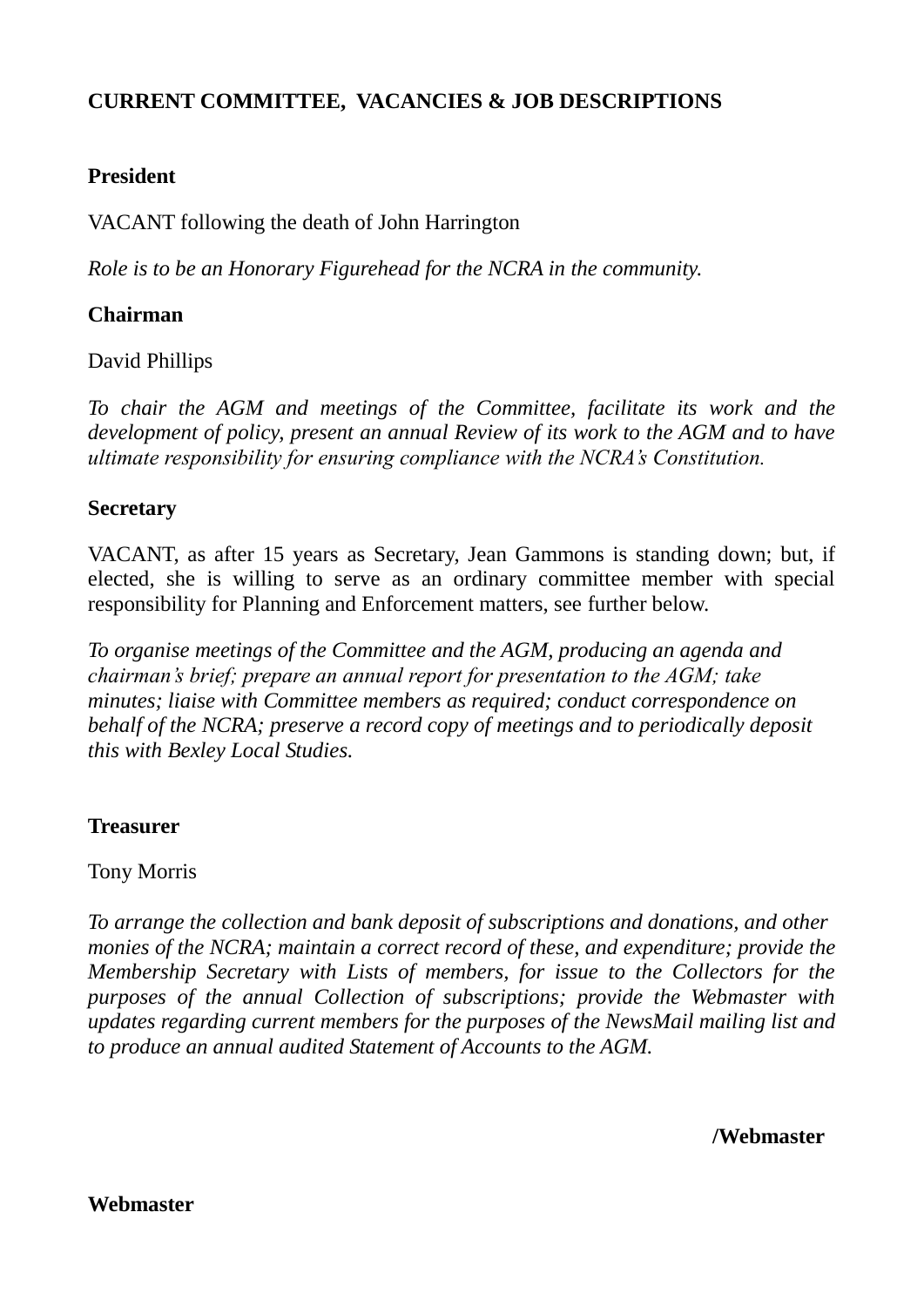# CURRENT COMMITTEE, VACANCIES & JOB DESCRIPTIONS

**President**

VACANT following the death of John Harrington

*Role is to be an Honorary Figurehead for the NCRA in the community.*

**Chairman**

David Phillips

*To chair the AGM and meetings of the Committee, facilitate its work and the development of policy, present an annual Review of its work to the AGM and to have ultimate responsibility for ensuring compliance with the NCRA's Constitution.*

**Secretary**

VACANT, as after 15 years as Secretary, Jean Gammons is standing down; but, if elected, she is willing to serve as an ordinary committee member with special responsibility for Planning and Enforcement matters, see further below.

*To organise meetings of the Committee and the AGM, producing an agenda and chairman's brief; prepare an annual report for presentation to the AGM; take minutes; liaise with Committee members as required; conduct correspondence on behalf of the NCRA; preserve a record copy of meetings and to periodically deposit this with Bexley Local Studies.*

**Treasurer**

Tony Morris

*To arrange the collection and bank deposit of subscriptions and donations, and other monies of the NCRA; maintain a correct record of these, and expenditure; provide the Membership Secretary with Lists of members, for issue to the Collectors for the purposes of the annual Collection of subscriptions; provide the Webmaster with updates regarding current members for the purposes of the NewsMail mailing list and to produce an annual audited Statement of Accounts to the AGM.*

**/Webmaster**

**Webmaster**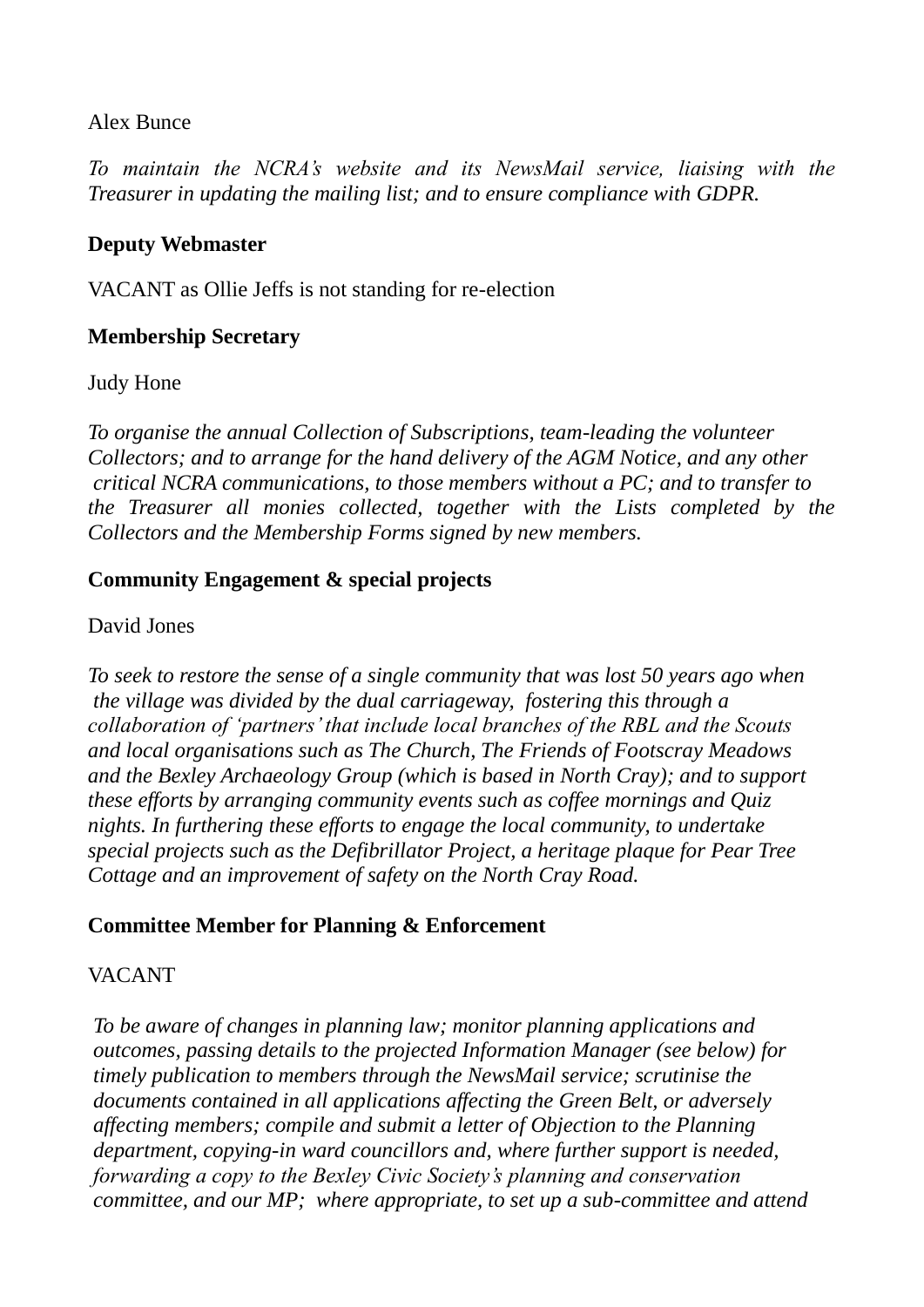Alex Bunce

*To maintain the NCRA's website and its NewsMail service, liaising with the Treasurer in updating the mailing list; and to ensure compliance with GDPR.*

**Deputy Webmaster**

VACANT as Ollie Jeffs is not standing for re-election

**Membership Secretary**

Judy Hone

*To organise the annual Collection of Subscriptions, team-leading the volunteer Collectors; and to arrange for the hand delivery of the AGM Notice, and any other critical NCRA communications, to those members without a PC; and to transfer to the Treasurer all monies collected, together with the Lists completed by the Collectors and the Membership Forms signed by new members.*

**Community Engagement & special projects**

David Jones

*To seek to restore the sense of a single community that was lost 50 years ago when the village was divided by the dual carriageway, fostering this through a collaboration of 'partners' that include local branches of the RBL and the Scouts and local organisations such as The Church, The Friends of Footscray Meadows and the Bexley Archaeology Group (which is based in North Cray); and to support these efforts by arranging community events such as coffee mornings and Quiz nights. In furthering these efforts to engage the local community, to undertake special projects such as the Defibrillator Project, a heritage plaque for Pear Tree Cottage and an improvement of safety on the North Cray Road.*

**Committee Member for Planning & Enforcement**

VACANT

*To be aware of changes in planning law; monitor planning applications and outcomes, passing details to the projected Information Manager (see below) for timely publication to members through the NewsMail service; scrutinise the documents contained in all applications affecting the Green Belt, or adversely affecting members; compile and submit a letter of Objection to the Planning department, copying-in ward councillors and, where further support is needed, forwarding a copy to the Bexley Civic Society's planning and conservation committee, and our MP; where appropriate, to set up a sub-committee and attend*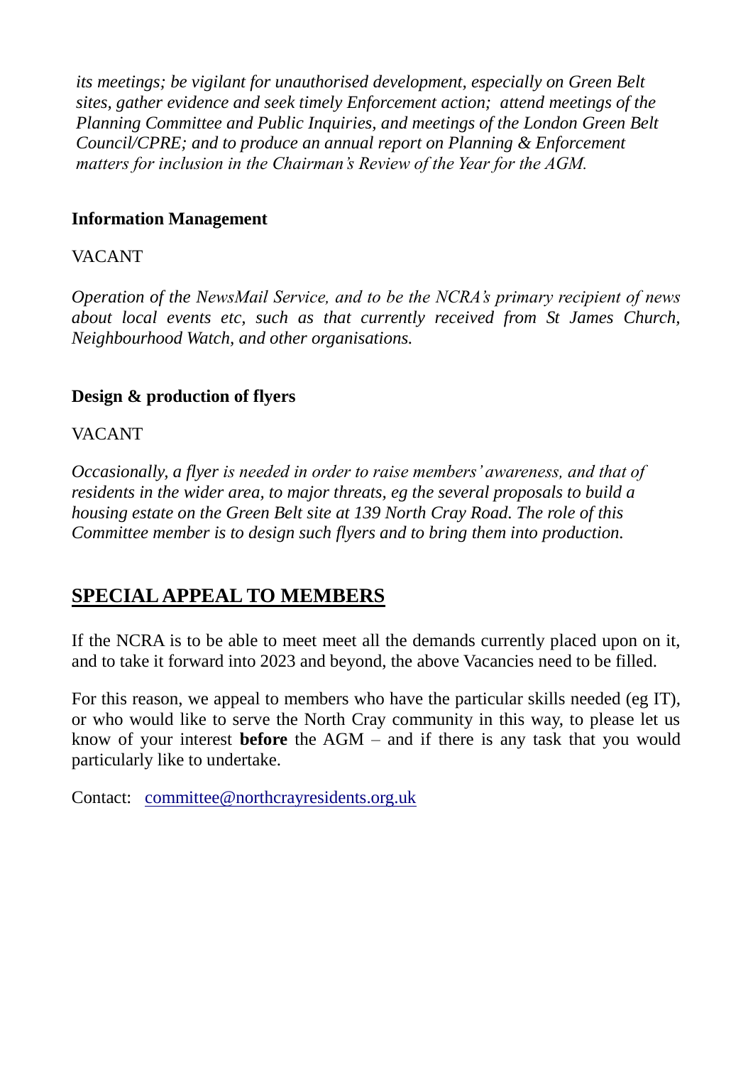*its meetings; be vigilant for unauthorised development, especially on Green Belt sites, gather evidence and seek timely Enforcement action; attend meetings of the Planning Committee and Public Inquiries, and meetings of the London Green Belt Council/CPRE; and to produce an annual report on Planning & Enforcement matters for inclusion in the Chairman's Review of the Year for the AGM.*

**Information Management**

VACANT

*Operation of the NewsMail Service, and to be the NCRA's primary recipient of news about local events etc, such as that currently received from St James Church, Neighbourhood Watch, and other organisations.*

**Design & production of flyers**

VACANT

*Occasionally, a flyer is needed in order to raise members' awareness, and that of residents in the wider area, to major threats, eg the several proposals to build a housing estate on the Green Belt site at 139 North Cray Road. The role of this Committee member is to design such flyers and to bring them into production.*

## SPECIAL APPEAL TO MEMBERS

If the NCRA is to be able to meet meet all the demands currently placed upon on it, and to take it forward into 2023 and beyond, the above Vacancies need to be filled.

For this reason, we appeal to members who have the particular skills needed (eg IT), or who would like to serve the North Cray community in this way, to please let us know of your interest **before** the AGM – and if there is any task that you would particularly like to undertake.

Contact: committee@northcrayresidents.org.uk